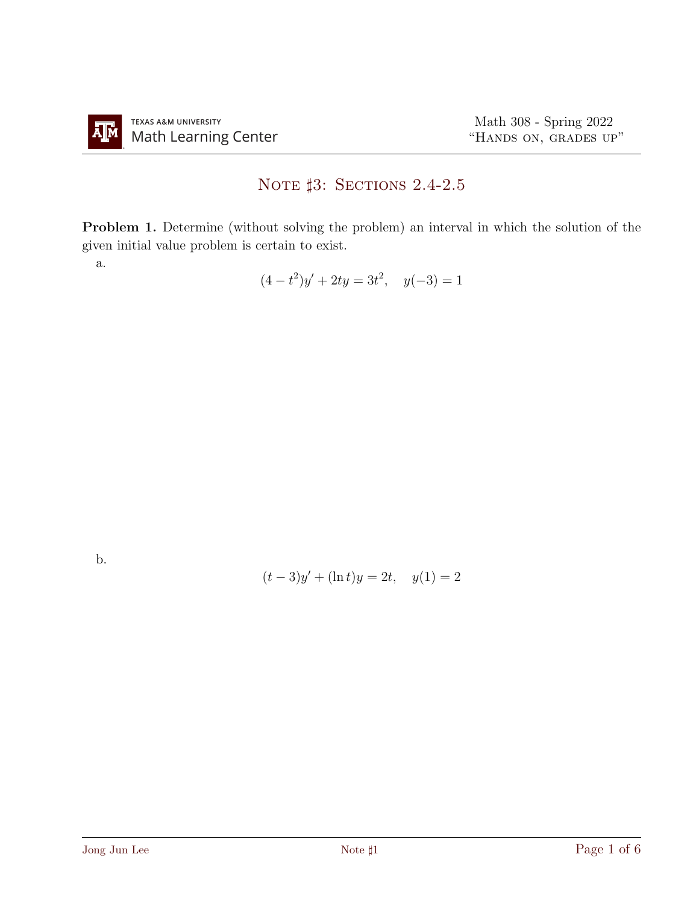# Note ♯3: Sections 2.4-2.5

**Problem 1.** Determine (without solving the problem) an interval in which the solution of the given initial value problem is certain to exist.

a.

$$(4 - t^2)y' + 2ty = 3t^2, \quad y(-3) = 1$$

b.

$$(t - 3)y' + (\ln t)y = 2t, \quad y(1) = 2$$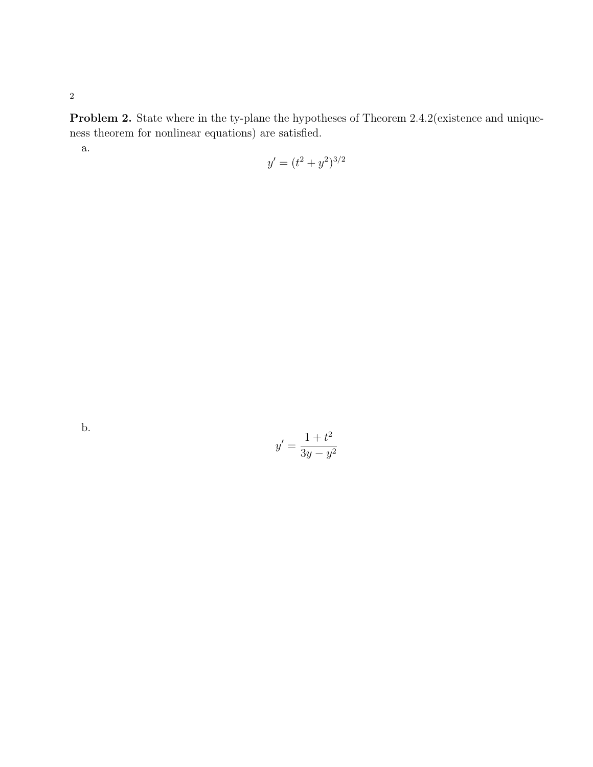**Problem 2.** State where in the ty-plane the hypotheses of Theorem 2.4.2(existence and uniqueness theorem for nonlinear equations) are satisfied.

a.

$$y' = (t^2 + y^2)^{3/2}$$

b.

$$y' = \frac{1 + t^2}{3y - y^2}$$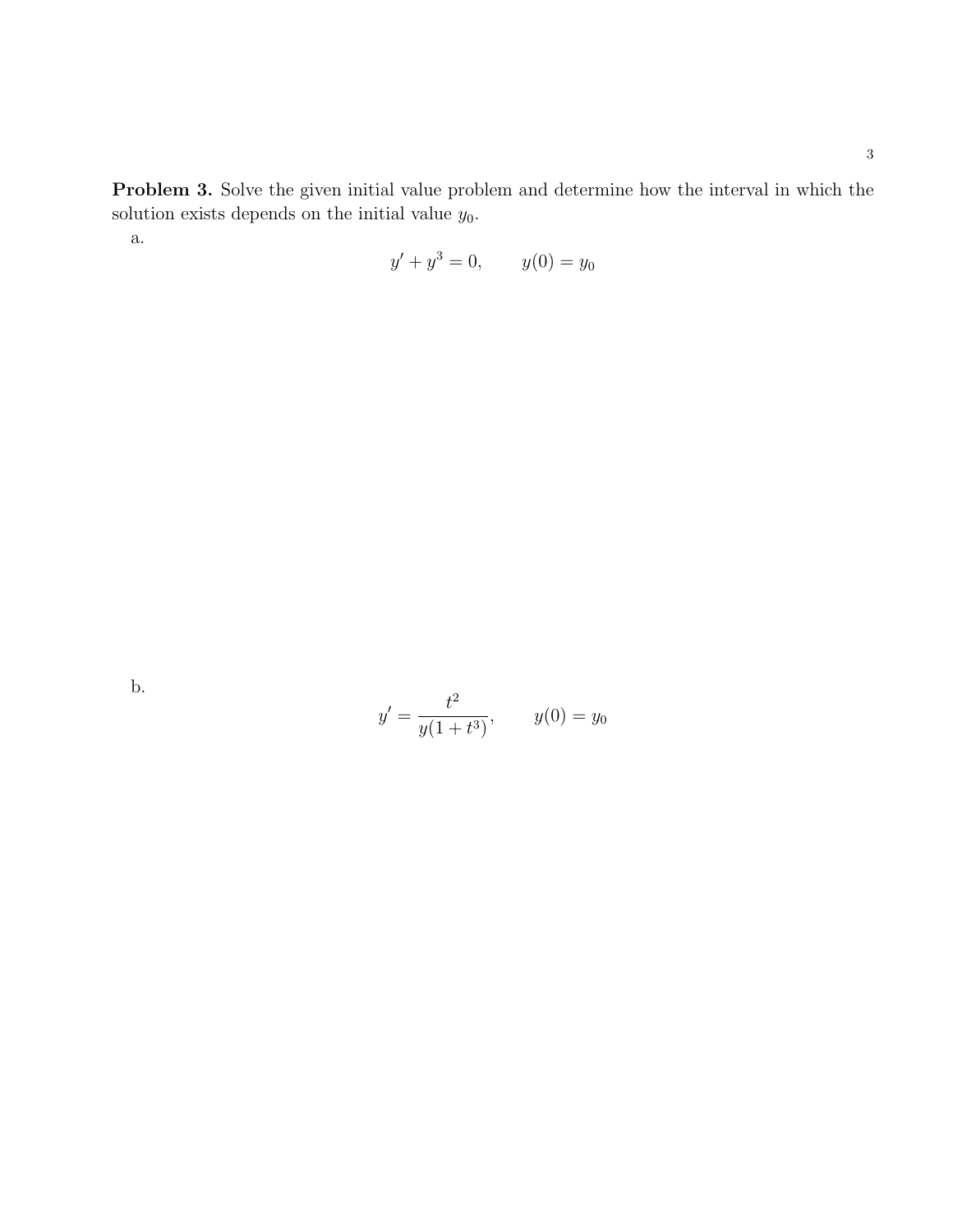**Problem 3.** Solve the given initial value problem and determine how the interval in which the solution exists depends on the initial value $y_0$.

a.

$$y' + y^3 = 0, \qquad y(0) = y_0$$

b.

$$y' = \frac{t^2}{y(1+t^3)}, \qquad y(0) = y_0$$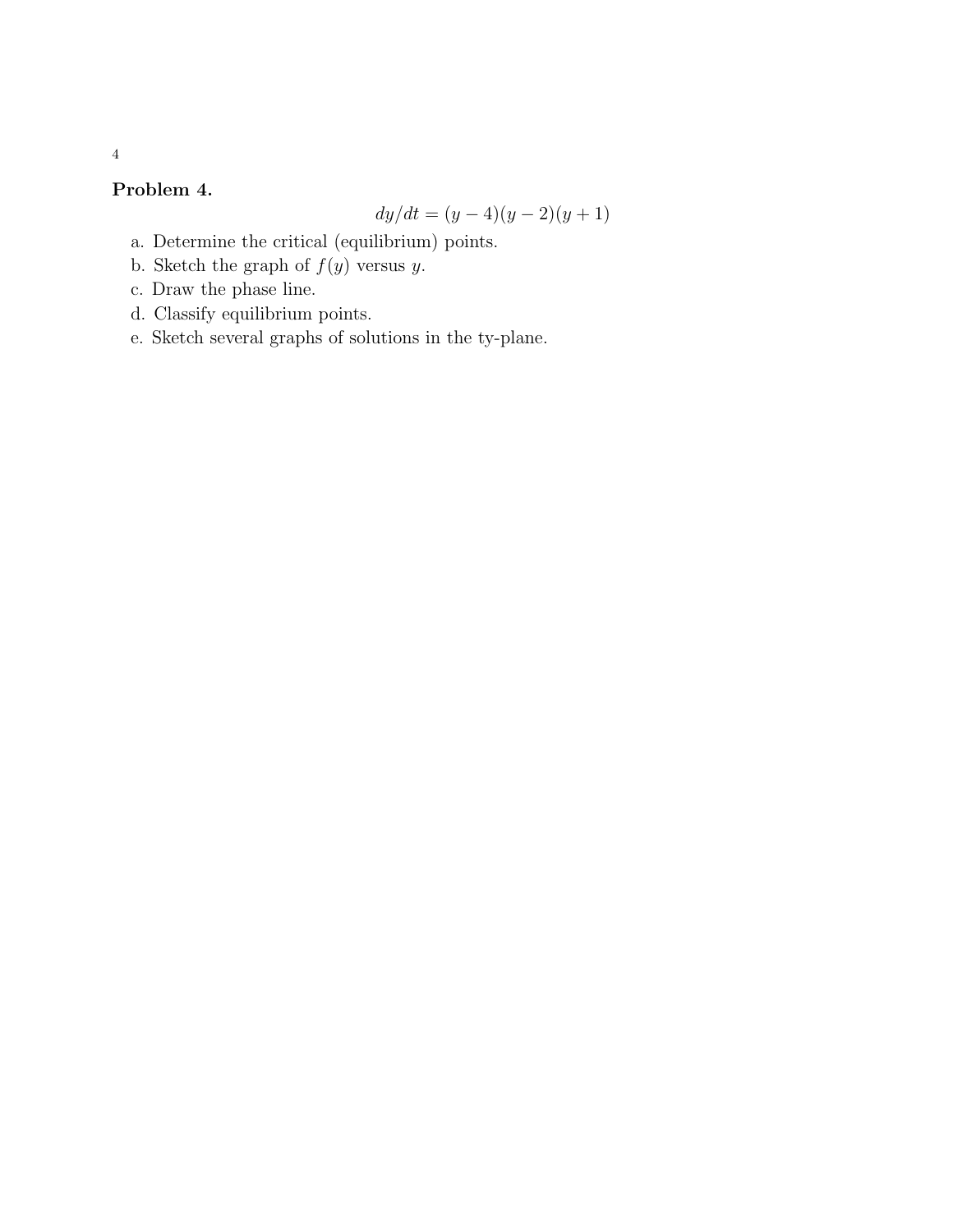**Problem 4.**

$$dy/dt = (y-4)(y-2)(y+1)$$

a. Determine the critical (equilibrium) points.

b. Sketch the graph of $f(y)$ versus $y$.

c. Draw the phase line.

d. Classify equilibrium points.

e. Sketch several graphs of solutions in the ty-plane.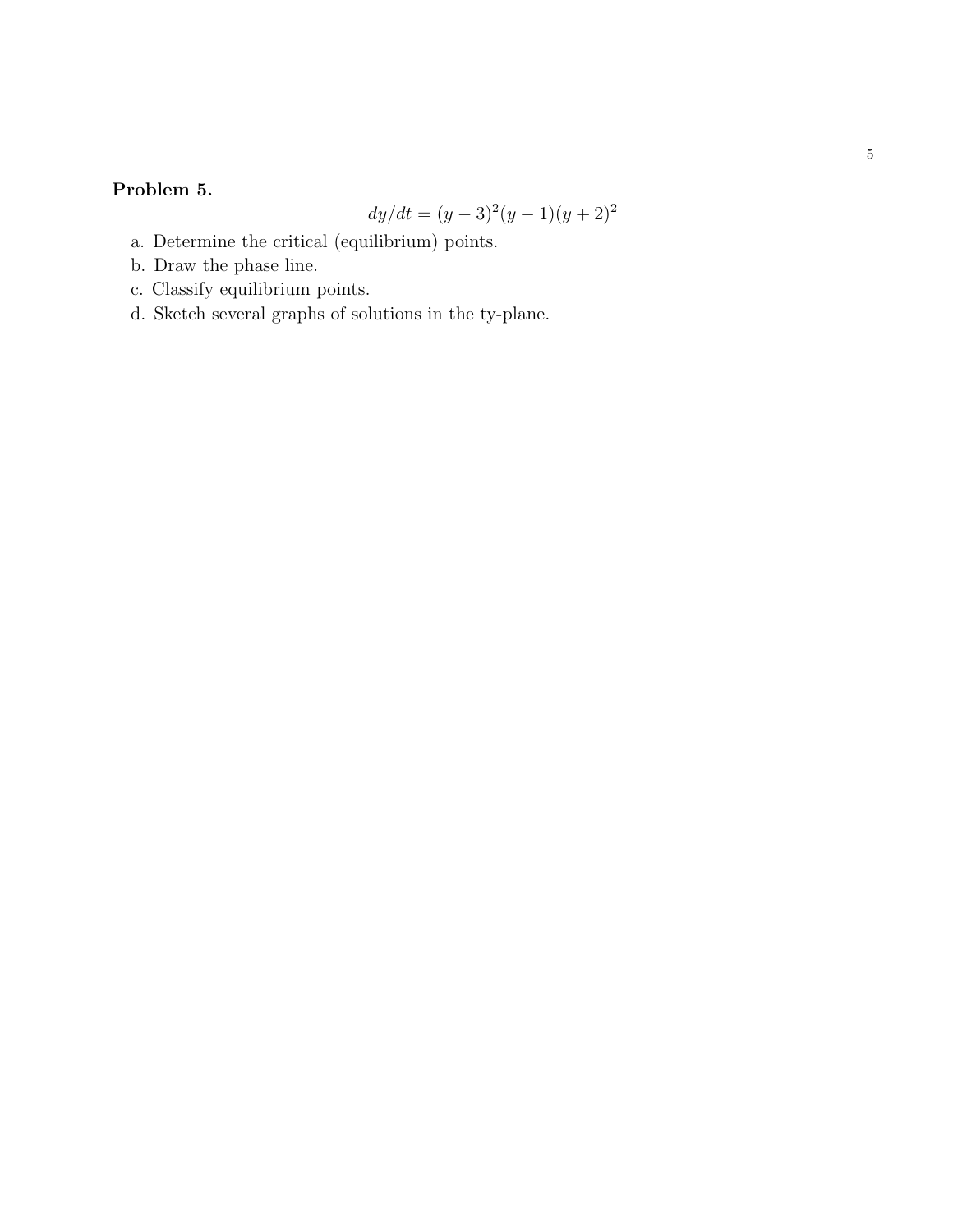**Problem 5.**

$$dy/dt = (y-3)^2(y-1)(y+2)^2$$

a. Determine the critical (equilibrium) points.

b. Draw the phase line.

c. Classify equilibrium points.

d. Sketch several graphs of solutions in the ty-plane.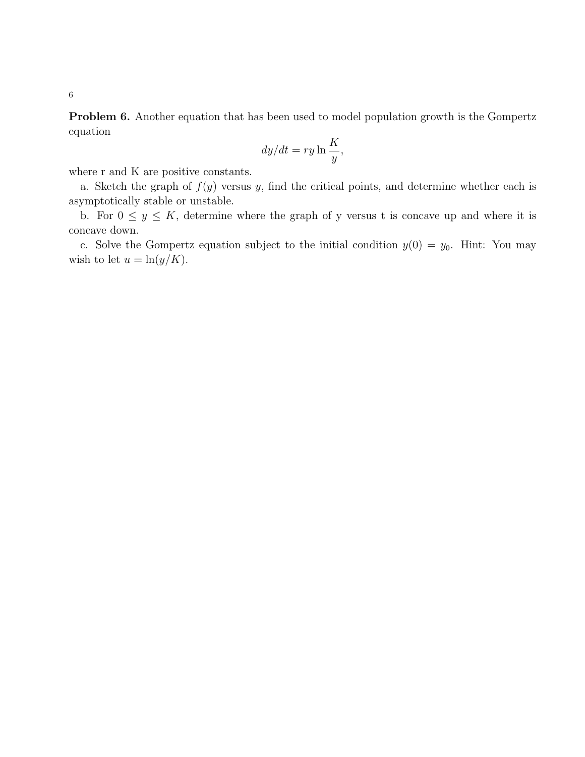**Problem 6.** Another equation that has been used to model population growth is the Gompertz equation

$$dy/dt = ry \ln \frac{K}{y},$$

where r and K are positive constants.

a. Sketch the graph of $f(y)$ versus $y$, find the critical points, and determine whether each is asymptotically stable or unstable.

b. For $0 \leq y \leq K$, determine where the graph of y versus t is concave up and where it is concave down.

c. Solve the Gompertz equation subject to the initial condition $y(0) = y_0$. Hint: You may wish to let $u = \ln(y/K)$.